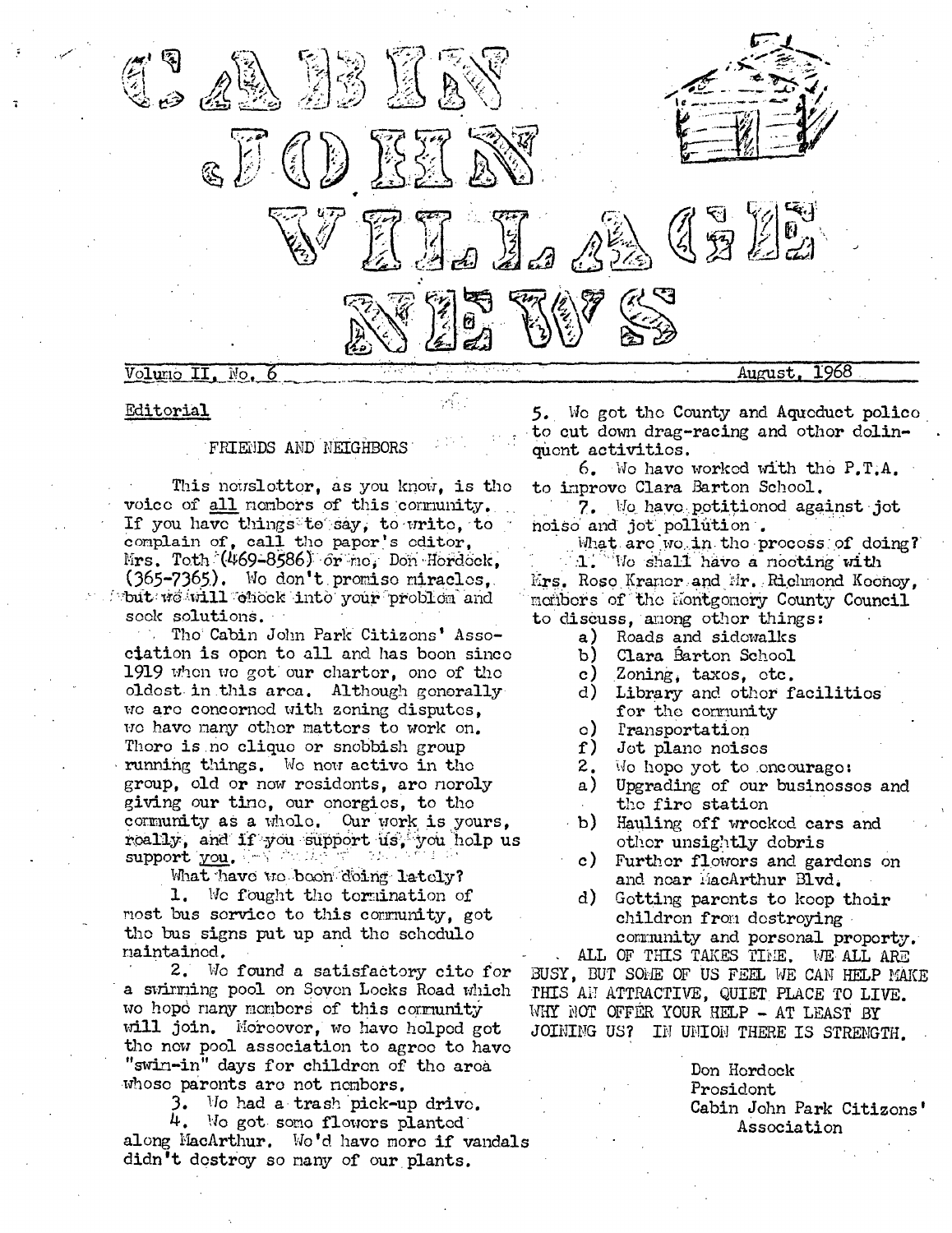# CABIN JOHN VILLAGE NEWS

Volume II, No. 6 August, 1968

## Editorial

### FRIENDS AND NEIGHBORS

This newsletter, as you know, is the voice of all members of this community. If you have things to say, to write, to complain of, call the paper's editor, Mrs. Toth (469-8586) or me, Don Hordock, (365-7365). We don't promise miracles, but we will check into your problem and seek solutions.

The Cabin John Park Citizens' Association is open to all and has been since 1919 when we got our charter, one of the oldest in this area. Although generally we are concerned with zoning disputes, we have many other matters to work on. There is no clique or snobbish group running things. We now active in the group, old or new residents, are merely giving our time, our energies, to the community as a whole. Our work is yours, really, and if you support us, you help us support you.

What have we been doing lately?

1. We fought the termination of most bus service to this community, got the bus signs put up and the schedule maintained.
2. We found a satisfactory site for a swimming pool on Seven Locks Road which we hope many members of this community will join. Moreover, we have helped got the new pool association to agree to have "swim-in" days for children of the area whose parents are not members.
3. We had a trash pick-up drive.
4. We got some flowers planted along MacArthur. We'd have more if vandals didn't destroy so many of our plants.
5. We got the County and Aqueduct police to cut down drag-racing and other delinquent activities.
6. We have worked with the P.T.A. to improve Clara Barton School.
7. We have petitioned against jet noise and jet pollution.

What are we in the process of doing?

1. We shall have a meeting with Mrs. Rose Kramer and Mr. Richmond Keeney, members of the Montgomery County Council to discuss, among other things:
   a) Roads and sidewalks
   b) Clara Barton School
   c) Zoning, taxes, etc.
   d) Library and other facilities for the community
   e) Transportation
   f) Jet plane noises
2. We hope yet to encourage:
   a) Upgrading of our businesses and the fire station
   b) Hauling off wrecked cars and other unsightly debris
   c) Further flowers and gardens on and near MacArthur Blvd.
   d) Getting parents to keep their children from destroying community and personal property.

ALL OF THIS TAKES TIME. WE ALL ARE BUSY, BUT SOME OF US FEEL WE CAN HELP MAKE THIS AN ATTRACTIVE, QUIET PLACE TO LIVE. WHY NOT OFFER YOUR HELP - AT LEAST BY JOINING US? IN UNION THERE IS STRENGTH.

Don Hordock
President
Cabin John Park Citizens' Association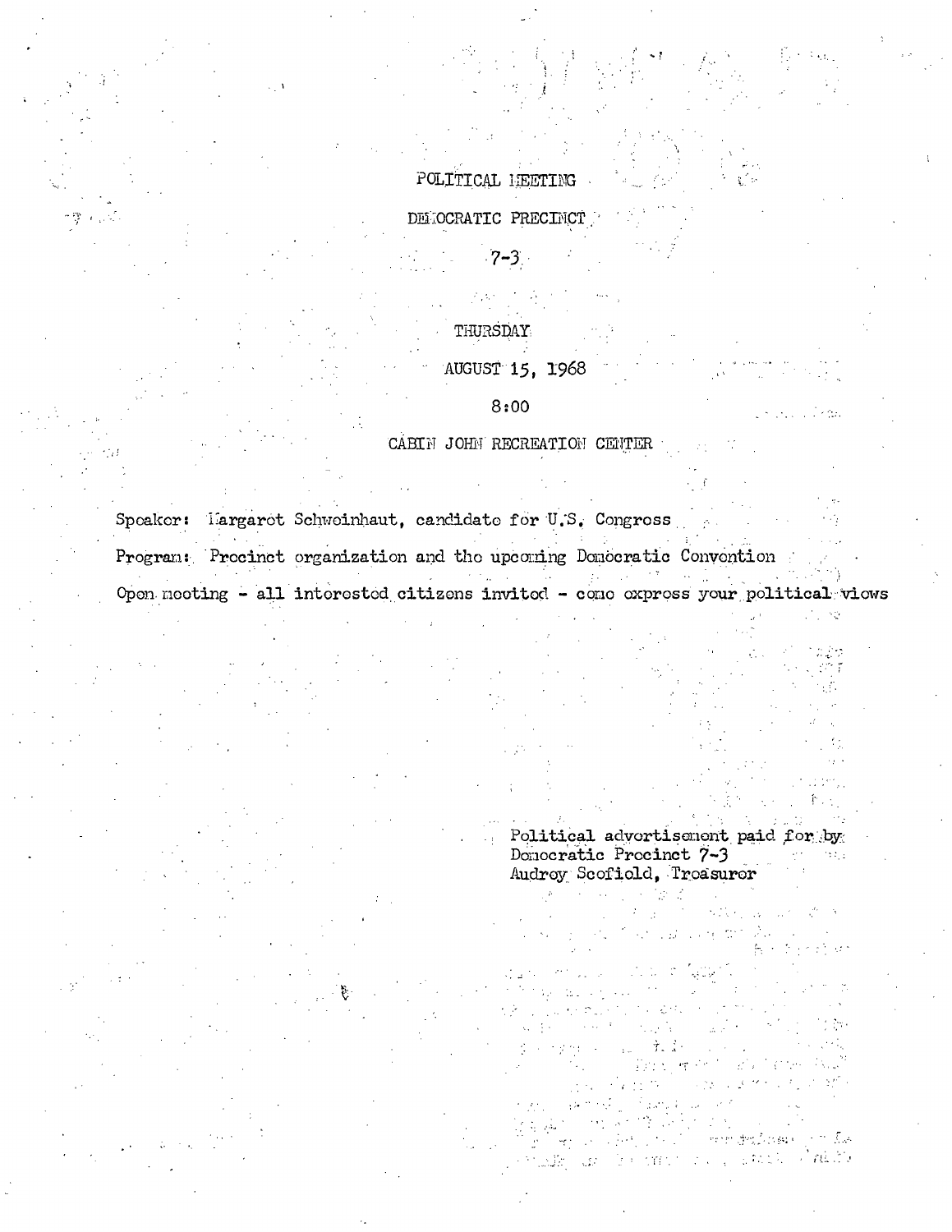# POLITICAL MEETING

## DEMOCRATIC PRECINCT

## 7-3

THURSDAY

AUGUST 15, 1968

8:00

CABIN JOHN RECREATION CENTER

Speaker: Margaret Schweinhaut, candidate for U.S. Congress

Program: Precinct organization and the upcoming Democratic Convention

Open meeting - all interested citizens invited - come express your political views

Political advertisement paid for by
Democratic Precinct 7-3
Audrey Scofield, Treasurer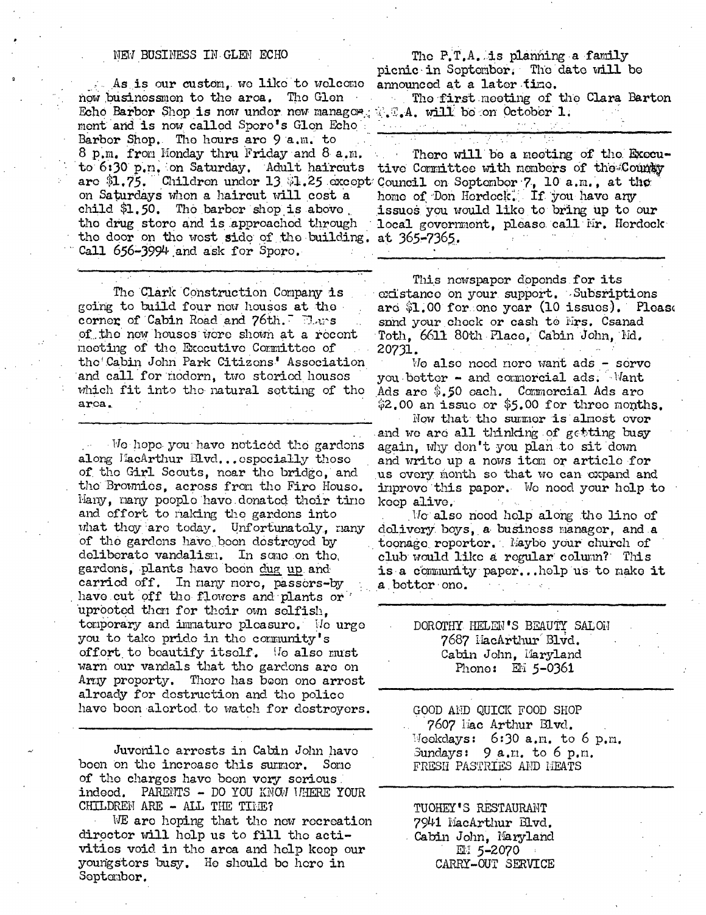## NEW BUSINESS IN GLEN ECHO

As is our custom, we like to welcome new businessmen to the area. The Glen Echo Barber Shop is now under new management and is now called Spero's Glen Echo Barber Shop. The hours are 9 a.m. to 8 p.m. from Monday thru Friday and 8 a.m. to 6:30 p.m. on Saturday. Adult haircuts are $1.75. Children under 13 $1.25 except on Saturdays when a haircut will cost a child $1.50. The barber shop is above the drug store and is approached through the door on the west side of the building. Call 656-3994 and ask for Spero.

---

The Clark Construction Company is going to build four new houses at the corner of Cabin Road and 76th. Plans of the new houses were shown at a recent meeting of the Executive Committee of the Cabin John Park Citizens' Association and call for modern, two storied houses which fit into the natural setting of the area.

---

We hope you have noticed the gardens along MacArthur Blvd...especially those of the Girl Scouts, near the bridge, and the Brownies, across from the Fire House. Many, many people have donated their time and effort to making the gardens into what they are today. Unfortunately, many of the gardens have been destroyed by deliberate vandalism. In some on the gardens, plants have been <u>dug up</u> and carried off. In many more, passers-by have cut off the flowers and plants or uprooted them for their own selfish, temporary and immature pleasure. We urge you to take pride in the community's effort to beautify itself. We also must warn our vandals that the gardens are on Army property. There has been one arrest already for destruction and the police have been alerted to watch for destroyers.

---

Juvenile arrests in Cabin John have been on the increase this summer. Some of the charges have been very serious indeed. PARENTS - DO YOU KNOW WHERE YOUR CHILDREN ARE - ALL THE TIME?

WE are hoping that the new recreation director will help us to fill the activities void in the area and help keep our youngsters busy. He should be here in September.

---

The P.T.A. is planning a family picnic in September. The date will be announced at a later time.

The first meeting of the Clara Barton P.T.A. will be on October 1.

---

There will be a meeting of the Executive Committee with members of the County Council on September 7, 10 a.m., at the home of Don Hordock. If you have any issues you would like to bring up to our local government, please call Mr. Hordock at 365-7365.

---

This newspaper depends for its existance on your support. Subsriptions are $1.00 for one year (10 issues). Please send your check or cash to Mrs. Csanad Toth, 6611 80th Place, Cabin John, Md. 20731.

We also need more want ads - serve you better - and commercial ads. Want Ads are $.50 each. Commercial Ads are $2.00 an issue or $5.00 for three months.

Now that the summer is almost over and we are all thinking of getting busy again, why don't you plan to sit down and write up a news item or article for us every month so that we can expand and improve this paper. We need your help to keep alive.

We also need help along the line of delivery boys, a business manager, and a teenage reporter. Maybe your church or club would like a regular column? This is a community paper...help us to make it a better one.

---

DOROTHY HELEN'S BEAUTY SALON
7687 MacArthur Blvd.
Cabin John, Maryland
Phone: EM 5-0361

---

GOOD AND QUICK FOOD SHOP
7607 Mac Arthur Blvd.
Weekdays: 6:30 a.m. to 6 p.m.
Sundays: 9 a.m. to 6 p.m.
FRESH PASTRIES AND MEATS

---

TUOHEY'S RESTAURANT
7941 MacArthur Blvd.
Cabin John, Maryland
EM 5-2070
CARRY-OUT SERVICE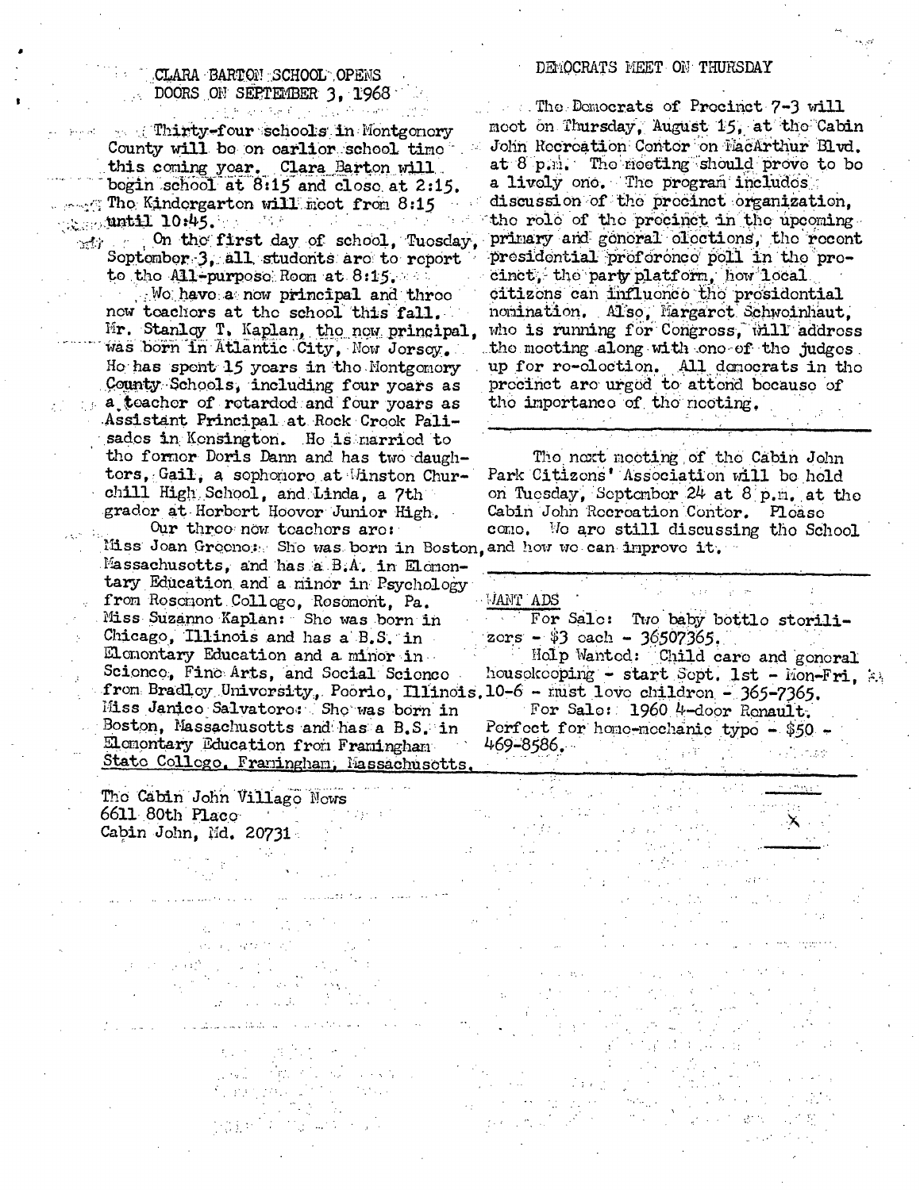## CLARA BARTON SCHOOL OPENS DOORS ON SEPTEMBER 3, 1968

Thirty-four schools in Montgomery County will be on earlier school time this coming year. Clara Barton will begin school at 8:15 and close at 2:15. The Kindergarten will meet from 8:15 until 10:45.

On the first day of school, Tuesday, September 3, all students are to report to the All-purpose Room at 8:15.

We have a new principal and three new teachers at the school this fall. Mr. Stanley T. Kaplan, the new principal, was born in Atlantic City, New Jersey. He has spent 15 years in the Montgomery County Schools, including four years as a teacher of retarded and four years as Assistant Principal at Rock Creek Palisades in Kensington. He is married to the former Doris Dann and has two daughters, Gail, a sophomore at Winston Churchill High School, and Linda, a 7th grader at Herbert Hoover Junior High.

Our three new teachers are:

Miss Joan Greene: She was born in Boston, Massachusetts, and has a B.A. in Elementary Education and a minor in Psychology from Rosemont College, Rosemont, Pa.

Miss Suzanne Kaplan: She was born in Chicago, Illinois and has a B.S. in Elementary Education and a minor in Science, Fine Arts, and Social Science from Bradley University, Peoria, Illinois.

Miss Janice Salvatore: She was born in Boston, Massachusetts and has a B.S. in Elementary Education from Framingham State College, Framingham, Massachusetts.

## DEMOCRATS MEET ON THURSDAY

The Democrats of Precinct 7-3 will meet on Thursday, August 15, at the Cabin John Recreation Center on MacArthur Blvd. at 8 p.m. The meeting should prove to be a lively one. The program includes discussion of the precinct organization, the role of the precinct in the upcoming primary and general elections, the recent presidential preference poll in the precinct, the party platform, how local citizens can influence the presidential nomination. Also, Margaret Schweinhaut, who is running for Congress, will address the meeting along with one of the judges up for re-election. All democrats in the precinct are urged to attend because of the importance of the meeting.

---

The next meeting of the Cabin John Park Citizens' Association will be held on Tuesday, September 24 at 8 p.m. at the Cabin John Recreation Center. Please come. We are still discussing the School and how we can improve it.

---

## WANT ADS

For Sale: Two baby bottle sterilizers - $3 each - 36507365.

Help Wanted: Child care and general housekeeping - start Sept. 1st - Mon-Fri, 10-6 - must love children - 365-7365.

For Sale: 1960 4-door Renault. Perfect for home-mechanic type - $50 - 469-8586.

---

The Cabin John Village News
6611 80th Place
Cabin John, Md. 20731